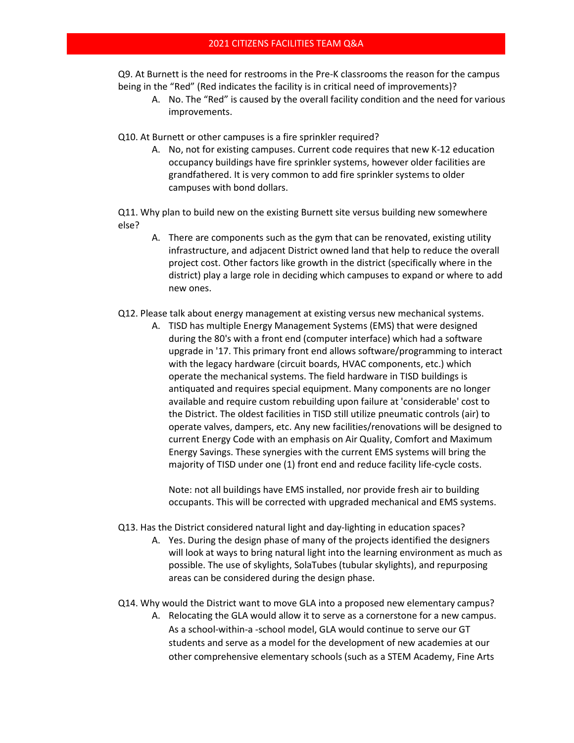# 2021 CITIZENS FACILITIES TEAM Q&A

Q9. At Burnett is the need for restrooms in the Pre-K classrooms the reason for the campus being in the "Red" (Red indicates the facility is in critical need of improvements)?

A. No. The "Red" is caused by the overall facility condition and the need for various improvements.

Q10. At Burnett or other campuses is a fire sprinkler required?

A. No, not for existing campuses. Current code requires that new K-12 education occupancy buildings have fire sprinkler systems, however older facilities are grandfathered. It is very common to add fire sprinkler systems to older campuses with bond dollars.

Q11. Why plan to build new on the existing Burnett site versus building new somewhere else?

A. There are components such as the gym that can be renovated, existing utility infrastructure, and adjacent District owned land that help to reduce the overall project cost. Other factors like growth in the district (specifically where in the district) play a large role in deciding which campuses to expand or where to add new ones.

Q12. Please talk about energy management at existing versus new mechanical systems.

A. TISD has multiple Energy Management Systems (EMS) that were designed during the 80's with a front end (computer interface) which had a software upgrade in '17. This primary front end allows software/programming to interact with the legacy hardware (circuit boards, HVAC components, etc.) which operate the mechanical systems. The field hardware in TISD buildings is antiquated and requires special equipment. Many components are no longer available and require custom rebuilding upon failure at 'considerable' cost to the District. The oldest facilities in TISD still utilize pneumatic controls (air) to operate valves, dampers, etc. Any new facilities/renovations will be designed to current Energy Code with an emphasis on Air Quality, Comfort and Maximum Energy Savings. These synergies with the current EMS systems will bring the majority of TISD under one (1) front end and reduce facility life-cycle costs.

Note: not all buildings have EMS installed, nor provide fresh air to building occupants. This will be corrected with upgraded mechanical and EMS systems.

Q13. Has the District considered natural light and day-lighting in education spaces?

A. Yes. During the design phase of many of the projects identified the designers will look at ways to bring natural light into the learning environment as much as possible. The use of skylights, SolaTubes (tubular skylights), and repurposing areas can be considered during the design phase.

Q14. Why would the District want to move GLA into a proposed new elementary campus?

A. Relocating the GLA would allow it to serve as a cornerstone for a new campus. As a school-within-a -school model, GLA would continue to serve our GT students and serve as a model for the development of new academies at our other comprehensive elementary schools (such as a STEM Academy, Fine Arts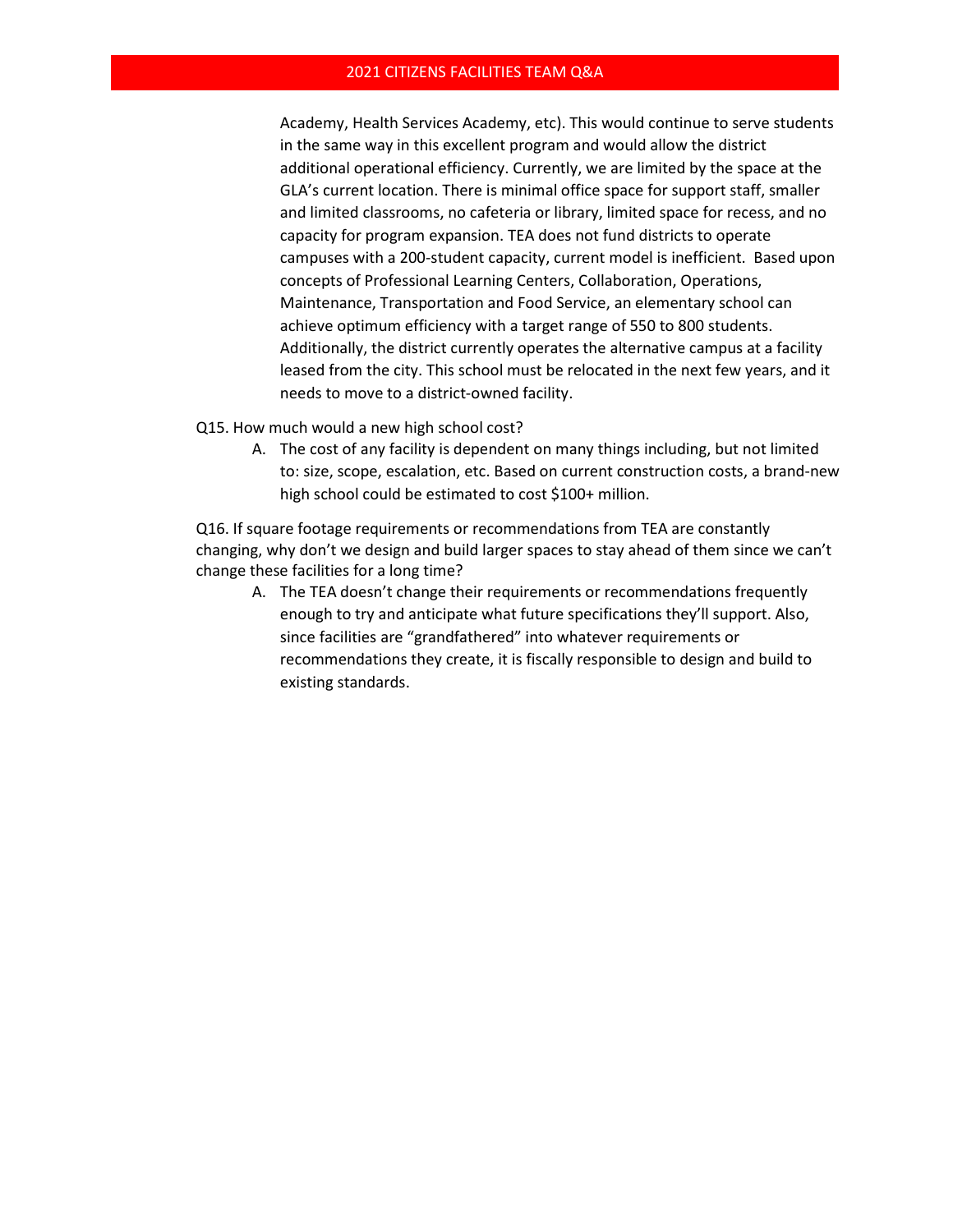Academy, Health Services Academy, etc). This would continue to serve students in the same way in this excellent program and would allow the district additional operational efficiency. Currently, we are limited by the space at the GLA's current location. There is minimal office space for support staff, smaller and limited classrooms, no cafeteria or library, limited space for recess, and no capacity for program expansion. TEA does not fund districts to operate campuses with a 200-student capacity, current model is inefficient. Based upon concepts of Professional Learning Centers, Collaboration, Operations, Maintenance, Transportation and Food Service, an elementary school can achieve optimum efficiency with a target range of 550 to 800 students. Additionally, the district currently operates the alternative campus at a facility leased from the city. This school must be relocated in the next few years, and it needs to move to a district-owned facility.

Q15. How much would a new high school cost?

A. The cost of any facility is dependent on many things including, but not limited to: size, scope, escalation, etc. Based on current construction costs, a brand-new high school could be estimated to cost $100+ million.

Q16. If square footage requirements or recommendations from TEA are constantly changing, why don't we design and build larger spaces to stay ahead of them since we can't change these facilities for a long time?

A. The TEA doesn't change their requirements or recommendations frequently enough to try and anticipate what future specifications they'll support. Also, since facilities are "grandfathered" into whatever requirements or recommendations they create, it is fiscally responsible to design and build to existing standards.